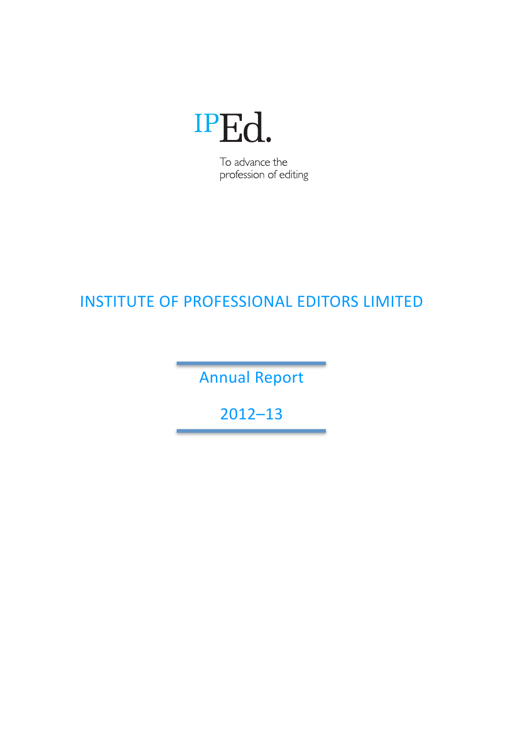IPEd.

To advance the profession of editing

# INSTITUTE OF PROFESSIONAL EDITORS LIMITED

## Annual Report

## 2012–13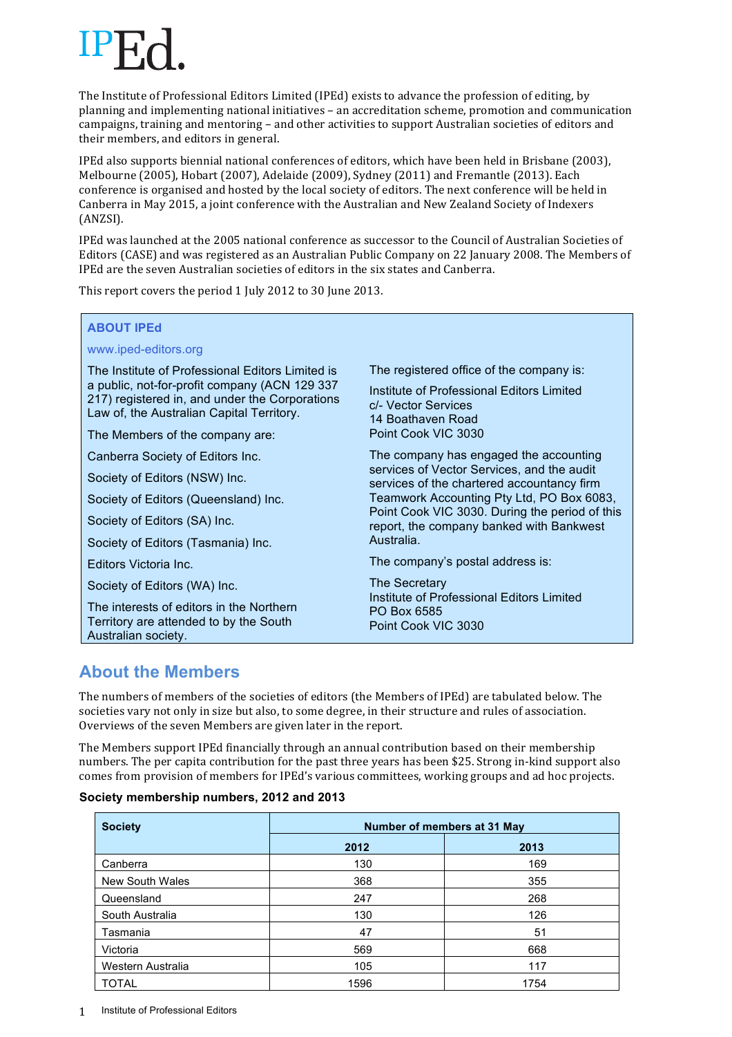# IPEd.

The Institute of Professional Editors Limited (IPEd) exists to advance the profession of editing, by planning and implementing national initiatives – an accreditation scheme, promotion and communication campaigns, training and mentoring – and other activities to support Australian societies of editors and their members, and editors in general.

IPEd also supports biennial national conferences of editors, which have been held in Brisbane (2003), Melbourne (2005), Hobart (2007), Adelaide (2009), Sydney (2011) and Fremantle (2013). Each conference is organised and hosted by the local society of editors. The next conference will be held in Canberra in May 2015, a joint conference with the Australian and New Zealand Society of Indexers (ANZSI).

IPEd was launched at the 2005 national conference as successor to the Council of Australian Societies of Editors (CASE) and was registered as an Australian Public Company on 22 January 2008. The Members of IPEd are the seven Australian societies of editors in the six states and Canberra.

This report covers the period 1 July 2012 to 30 June 2013.

### ABOUT IPEd

www.iped-editors.org

The Institute of Professional Editors Limited is a public, not-for-profit company (ACN 129 337 217) registered in, and under the Corporations Law of, the Australian Capital Territory.

The Members of the company are:

Canberra Society of Editors Inc.

Society of Editors (NSW) Inc.

Society of Editors (Queensland) Inc.

Society of Editors (SA) Inc.

Society of Editors (Tasmania) Inc.

Editors Victoria Inc.

Society of Editors (WA) Inc.

The interests of editors in the Northern Territory are attended to by the South Australian society.

The registered office of the company is:

Institute of Professional Editors Limited
c/- Vector Services
14 Boathaven Road
Point Cook VIC 3030

The company has engaged the accounting services of Vector Services, and the audit services of the chartered accountancy firm Teamwork Accounting Pty Ltd, PO Box 6083, Point Cook VIC 3030. During the period of this report, the company banked with Bankwest Australia.

The company's postal address is:

The Secretary
Institute of Professional Editors Limited
PO Box 6585
Point Cook VIC 3030

## About the Members

The numbers of members of the societies of editors (the Members of IPEd) are tabulated below. The societies vary not only in size but also, to some degree, in their structure and rules of association. Overviews of the seven Members are given later in the report.

The Members support IPEd financially through an annual contribution based on their membership numbers. The per capita contribution for the past three years has been $25. Strong in-kind support also comes from provision of members for IPEd's various committees, working groups and ad hoc projects.

**Society membership numbers, 2012 and 2013**

| Society | Number of members at 31 May | |
|---|---|---|
| | 2012 | 2013 |
| Canberra | 130 | 169 |
| New South Wales | 368 | 355 |
| Queensland | 247 | 268 |
| South Australia | 130 | 126 |
| Tasmania | 47 | 51 |
| Victoria | 569 | 668 |
| Western Australia | 105 | 117 |
| TOTAL | 1596 | 1754 |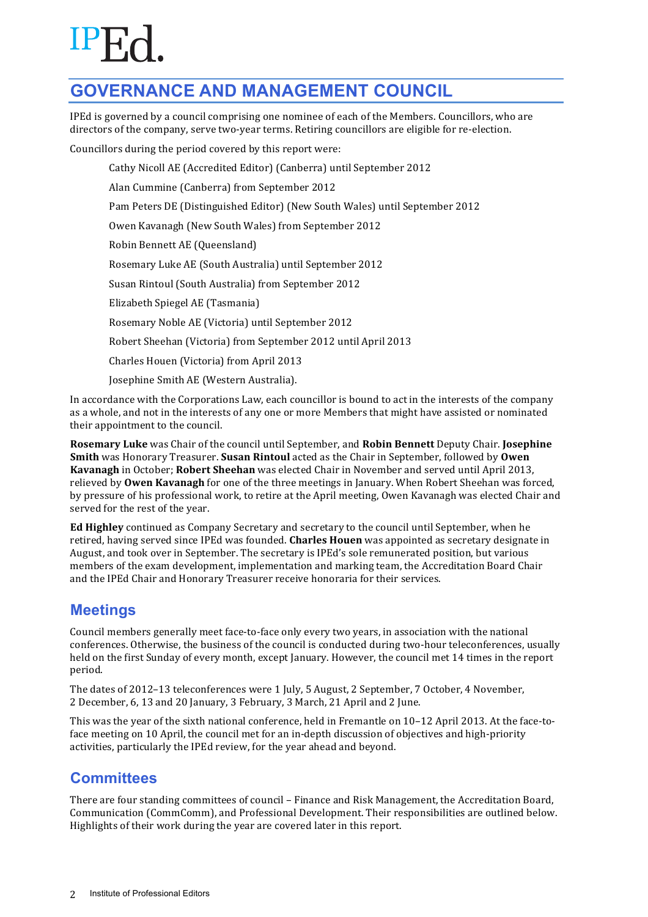# GOVERNANCE AND MANAGEMENT COUNCIL

IPEd is governed by a council comprising one nominee of each of the Members. Councillors, who are directors of the company, serve two-year terms. Retiring councillors are eligible for re-election.

Councillors during the period covered by this report were:

- Cathy Nicoll AE (Accredited Editor) (Canberra) until September 2012
- Alan Cummine (Canberra) from September 2012
- Pam Peters DE (Distinguished Editor) (New South Wales) until September 2012
- Owen Kavanagh (New South Wales) from September 2012
- Robin Bennett AE (Queensland)
- Rosemary Luke AE (South Australia) until September 2012
- Susan Rintoul (South Australia) from September 2012
- Elizabeth Spiegel AE (Tasmania)
- Rosemary Noble AE (Victoria) until September 2012
- Robert Sheehan (Victoria) from September 2012 until April 2013
- Charles Houen (Victoria) from April 2013
- Josephine Smith AE (Western Australia).

In accordance with the Corporations Law, each councillor is bound to act in the interests of the company as a whole, and not in the interests of any one or more Members that might have assisted or nominated their appointment to the council.

**Rosemary Luke** was Chair of the council until September, and **Robin Bennett** Deputy Chair. **Josephine Smith** was Honorary Treasurer. **Susan Rintoul** acted as the Chair in September, followed by **Owen Kavanagh** in October; **Robert Sheehan** was elected Chair in November and served until April 2013, relieved by **Owen Kavanagh** for one of the three meetings in January. When Robert Sheehan was forced, by pressure of his professional work, to retire at the April meeting, Owen Kavanagh was elected Chair and served for the rest of the year.

**Ed Highley** continued as Company Secretary and secretary to the council until September, when he retired, having served since IPEd was founded. **Charles Houen** was appointed as secretary designate in August, and took over in September. The secretary is IPEd's sole remunerated position, but various members of the exam development, implementation and marking team, the Accreditation Board Chair and the IPEd Chair and Honorary Treasurer receive honoraria for their services.

## Meetings

Council members generally meet face-to-face only every two years, in association with the national conferences. Otherwise, the business of the council is conducted during two-hour teleconferences, usually held on the first Sunday of every month, except January. However, the council met 14 times in the report period.

The dates of 2012–13 teleconferences were 1 July, 5 August, 2 September, 7 October, 4 November, 2 December, 6, 13 and 20 January, 3 February, 3 March, 21 April and 2 June.

This was the year of the sixth national conference, held in Fremantle on 10–12 April 2013. At the face-to-face meeting on 10 April, the council met for an in-depth discussion of objectives and high-priority activities, particularly the IPEd review, for the year ahead and beyond.

## Committees

There are four standing committees of council – Finance and Risk Management, the Accreditation Board, Communication (CommComm), and Professional Development. Their responsibilities are outlined below. Highlights of their work during the year are covered later in this report.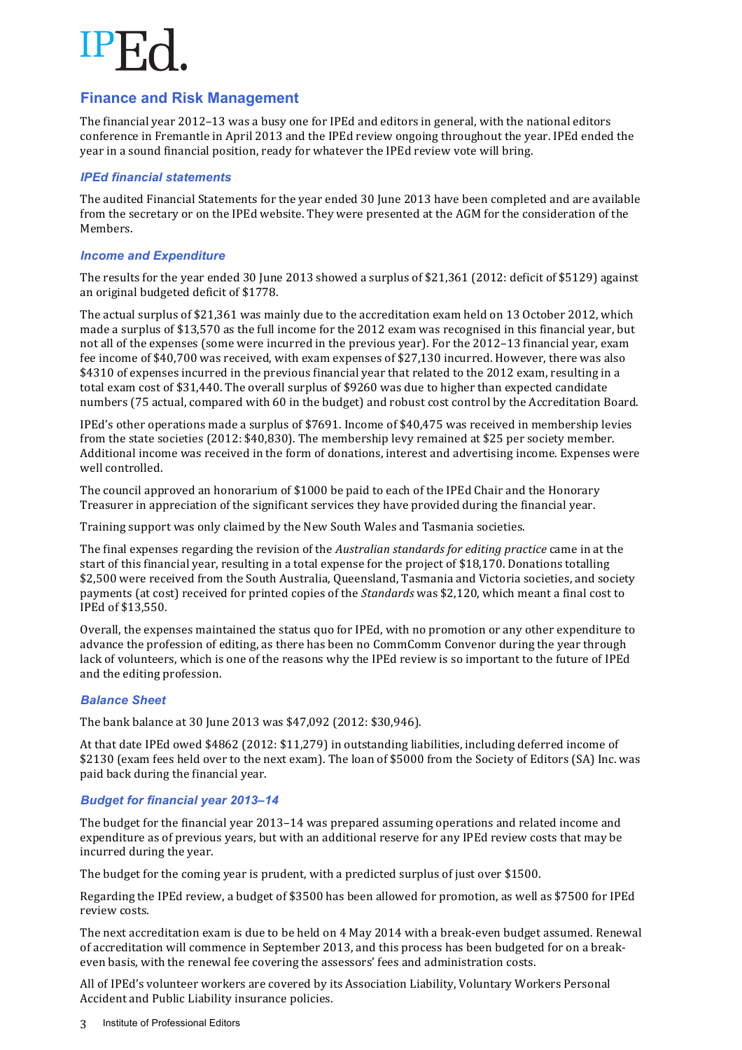IPEd.

## Finance and Risk Management

The financial year 2012–13 was a busy one for IPEd and editors in general, with the national editors conference in Fremantle in April 2013 and the IPEd review ongoing throughout the year. IPEd ended the year in a sound financial position, ready for whatever the IPEd review vote will bring.

### *IPEd financial statements*

The audited Financial Statements for the year ended 30 June 2013 have been completed and are available from the secretary or on the IPEd website. They were presented at the AGM for the consideration of the Members.

### *Income and Expenditure*

The results for the year ended 30 June 2013 showed a surplus of $21,361 (2012: deficit of $5129) against an original budgeted deficit of $1778.

The actual surplus of $21,361 was mainly due to the accreditation exam held on 13 October 2012, which made a surplus of $13,570 as the full income for the 2012 exam was recognised in this financial year, but not all of the expenses (some were incurred in the previous year). For the 2012–13 financial year, exam fee income of $40,700 was received, with exam expenses of $27,130 incurred. However, there was also $4310 of expenses incurred in the previous financial year that related to the 2012 exam, resulting in a total exam cost of $31,440. The overall surplus of $9260 was due to higher than expected candidate numbers (75 actual, compared with 60 in the budget) and robust cost control by the Accreditation Board.

IPEd's other operations made a surplus of $7691. Income of $40,475 was received in membership levies from the state societies (2012: $40,830). The membership levy remained at $25 per society member. Additional income was received in the form of donations, interest and advertising income. Expenses were well controlled.

The council approved an honorarium of $1000 be paid to each of the IPEd Chair and the Honorary Treasurer in appreciation of the significant services they have provided during the financial year.

Training support was only claimed by the New South Wales and Tasmania societies.

The final expenses regarding the revision of the *Australian standards for editing practice* came in at the start of this financial year, resulting in a total expense for the project of $18,170. Donations totalling $2,500 were received from the South Australia, Queensland, Tasmania and Victoria societies, and society payments (at cost) received for printed copies of the *Standards* was $2,120, which meant a final cost to IPEd of $13,550.

Overall, the expenses maintained the status quo for IPEd, with no promotion or any other expenditure to advance the profession of editing, as there has been no CommComm Convenor during the year through lack of volunteers, which is one of the reasons why the IPEd review is so important to the future of IPEd and the editing profession.

### *Balance Sheet*

The bank balance at 30 June 2013 was $47,092 (2012: $30,946).

At that date IPEd owed $4862 (2012: $11,279) in outstanding liabilities, including deferred income of $2130 (exam fees held over to the next exam). The loan of $5000 from the Society of Editors (SA) Inc. was paid back during the financial year.

### *Budget for financial year 2013–14*

The budget for the financial year 2013–14 was prepared assuming operations and related income and expenditure as of previous years, but with an additional reserve for any IPEd review costs that may be incurred during the year.

The budget for the coming year is prudent, with a predicted surplus of just over $1500.

Regarding the IPEd review, a budget of $3500 has been allowed for promotion, as well as $7500 for IPEd review costs.

The next accreditation exam is due to be held on 4 May 2014 with a break-even budget assumed. Renewal of accreditation will commence in September 2013, and this process has been budgeted for on a break-even basis, with the renewal fee covering the assessors' fees and administration costs.

All of IPEd's volunteer workers are covered by its Association Liability, Voluntary Workers Personal Accident and Public Liability insurance policies.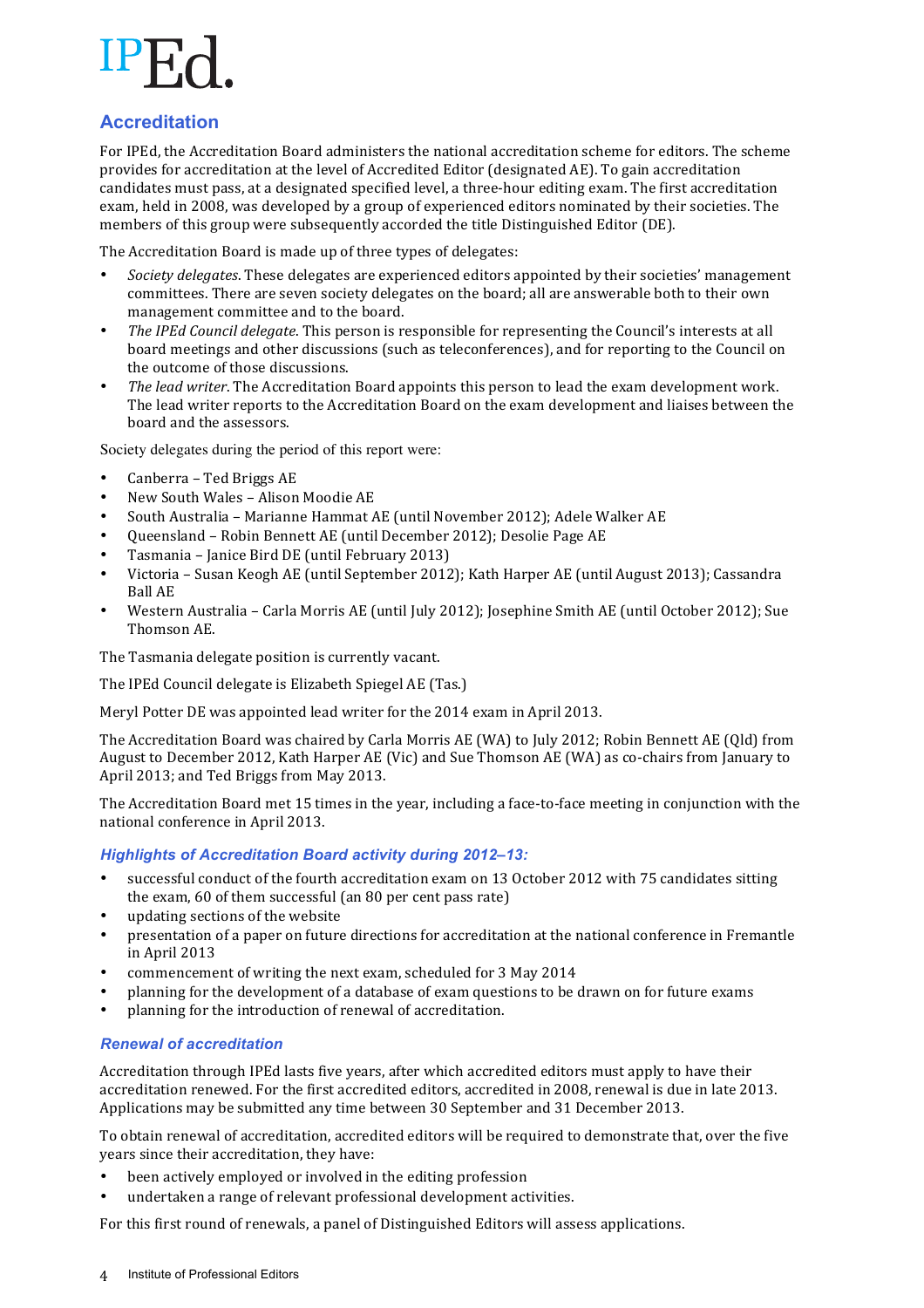IPEd.

## Accreditation

For IPEd, the Accreditation Board administers the national accreditation scheme for editors. The scheme provides for accreditation at the level of Accredited Editor (designated AE). To gain accreditation candidates must pass, at a designated specified level, a three-hour editing exam. The first accreditation exam, held in 2008, was developed by a group of experienced editors nominated by their societies. The members of this group were subsequently accorded the title Distinguished Editor (DE).

The Accreditation Board is made up of three types of delegates:

- *Society delegates*. These delegates are experienced editors appointed by their societies' management committees. There are seven society delegates on the board; all are answerable both to their own management committee and to the board.
- *The IPEd Council delegate*. This person is responsible for representing the Council's interests at all board meetings and other discussions (such as teleconferences), and for reporting to the Council on the outcome of those discussions.
- *The lead writer*. The Accreditation Board appoints this person to lead the exam development work. The lead writer reports to the Accreditation Board on the exam development and liaises between the board and the assessors.

Society delegates during the period of this report were:

- Canberra – Ted Briggs AE
- New South Wales – Alison Moodie AE
- South Australia – Marianne Hammat AE (until November 2012); Adele Walker AE
- Queensland – Robin Bennett AE (until December 2012); Desolie Page AE
- Tasmania – Janice Bird DE (until February 2013)
- Victoria – Susan Keogh AE (until September 2012); Kath Harper AE (until August 2013); Cassandra Ball AE
- Western Australia – Carla Morris AE (until July 2012); Josephine Smith AE (until October 2012); Sue Thomson AE.

The Tasmania delegate position is currently vacant.

The IPEd Council delegate is Elizabeth Spiegel AE (Tas.)

Meryl Potter DE was appointed lead writer for the 2014 exam in April 2013.

The Accreditation Board was chaired by Carla Morris AE (WA) to July 2012; Robin Bennett AE (Qld) from August to December 2012, Kath Harper AE (Vic) and Sue Thomson AE (WA) as co-chairs from January to April 2013; and Ted Briggs from May 2013.

The Accreditation Board met 15 times in the year, including a face-to-face meeting in conjunction with the national conference in April 2013.

### *Highlights of Accreditation Board activity during 2012–13:*

- successful conduct of the fourth accreditation exam on 13 October 2012 with 75 candidates sitting the exam, 60 of them successful (an 80 per cent pass rate)
- updating sections of the website
- presentation of a paper on future directions for accreditation at the national conference in Fremantle in April 2013
- commencement of writing the next exam, scheduled for 3 May 2014
- planning for the development of a database of exam questions to be drawn on for future exams
- planning for the introduction of renewal of accreditation.

### *Renewal of accreditation*

Accreditation through IPEd lasts five years, after which accredited editors must apply to have their accreditation renewed. For the first accredited editors, accredited in 2008, renewal is due in late 2013. Applications may be submitted any time between 30 September and 31 December 2013.

To obtain renewal of accreditation, accredited editors will be required to demonstrate that, over the five years since their accreditation, they have:

- been actively employed or involved in the editing profession
- undertaken a range of relevant professional development activities.

For this first round of renewals, a panel of Distinguished Editors will assess applications.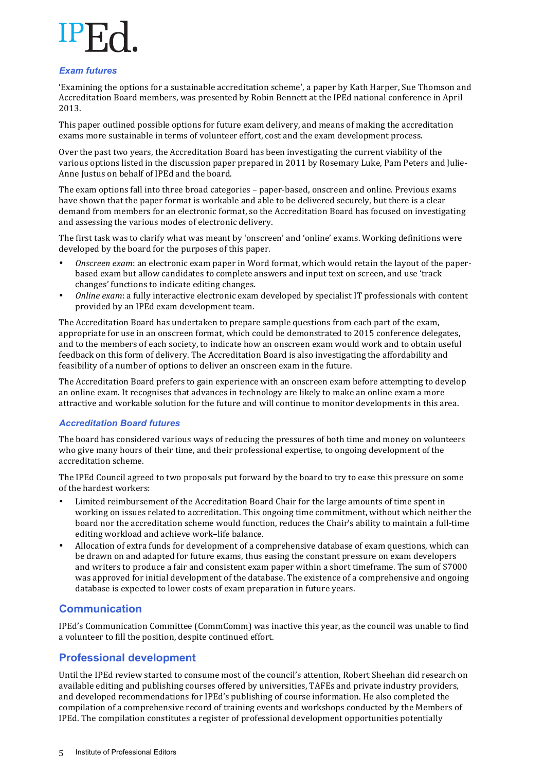### *Exam futures*

'Examining the options for a sustainable accreditation scheme', a paper by Kath Harper, Sue Thomson and Accreditation Board members, was presented by Robin Bennett at the IPEd national conference in April 2013.

This paper outlined possible options for future exam delivery, and means of making the accreditation exams more sustainable in terms of volunteer effort, cost and the exam development process.

Over the past two years, the Accreditation Board has been investigating the current viability of the various options listed in the discussion paper prepared in 2011 by Rosemary Luke, Pam Peters and Julie-Anne Justus on behalf of IPEd and the board.

The exam options fall into three broad categories – paper-based, onscreen and online. Previous exams have shown that the paper format is workable and able to be delivered securely, but there is a clear demand from members for an electronic format, so the Accreditation Board has focused on investigating and assessing the various modes of electronic delivery.

The first task was to clarify what was meant by 'onscreen' and 'online' exams. Working definitions were developed by the board for the purposes of this paper.

- *Onscreen exam*: an electronic exam paper in Word format, which would retain the layout of the paper-based exam but allow candidates to complete answers and input text on screen, and use 'track changes' functions to indicate editing changes.
- *Online exam*: a fully interactive electronic exam developed by specialist IT professionals with content provided by an IPEd exam development team.

The Accreditation Board has undertaken to prepare sample questions from each part of the exam, appropriate for use in an onscreen format, which could be demonstrated to 2015 conference delegates, and to the members of each society, to indicate how an onscreen exam would work and to obtain useful feedback on this form of delivery. The Accreditation Board is also investigating the affordability and feasibility of a number of options to deliver an onscreen exam in the future.

The Accreditation Board prefers to gain experience with an onscreen exam before attempting to develop an online exam. It recognises that advances in technology are likely to make an online exam a more attractive and workable solution for the future and will continue to monitor developments in this area.

### *Accreditation Board futures*

The board has considered various ways of reducing the pressures of both time and money on volunteers who give many hours of their time, and their professional expertise, to ongoing development of the accreditation scheme.

The IPEd Council agreed to two proposals put forward by the board to try to ease this pressure on some of the hardest workers:

- Limited reimbursement of the Accreditation Board Chair for the large amounts of time spent in working on issues related to accreditation. This ongoing time commitment, without which neither the board nor the accreditation scheme would function, reduces the Chair's ability to maintain a full-time editing workload and achieve work–life balance.
- Allocation of extra funds for development of a comprehensive database of exam questions, which can be drawn on and adapted for future exams, thus easing the constant pressure on exam developers and writers to produce a fair and consistent exam paper within a short timeframe. The sum of $7000 was approved for initial development of the database. The existence of a comprehensive and ongoing database is expected to lower costs of exam preparation in future years.

## Communication

IPEd's Communication Committee (CommComm) was inactive this year, as the council was unable to find a volunteer to fill the position, despite continued effort.

## Professional development

Until the IPEd review started to consume most of the council's attention, Robert Sheehan did research on available editing and publishing courses offered by universities, TAFEs and private industry providers, and developed recommendations for IPEd's publishing of course information. He also completed the compilation of a comprehensive record of training events and workshops conducted by the Members of IPEd. The compilation constitutes a register of professional development opportunities potentially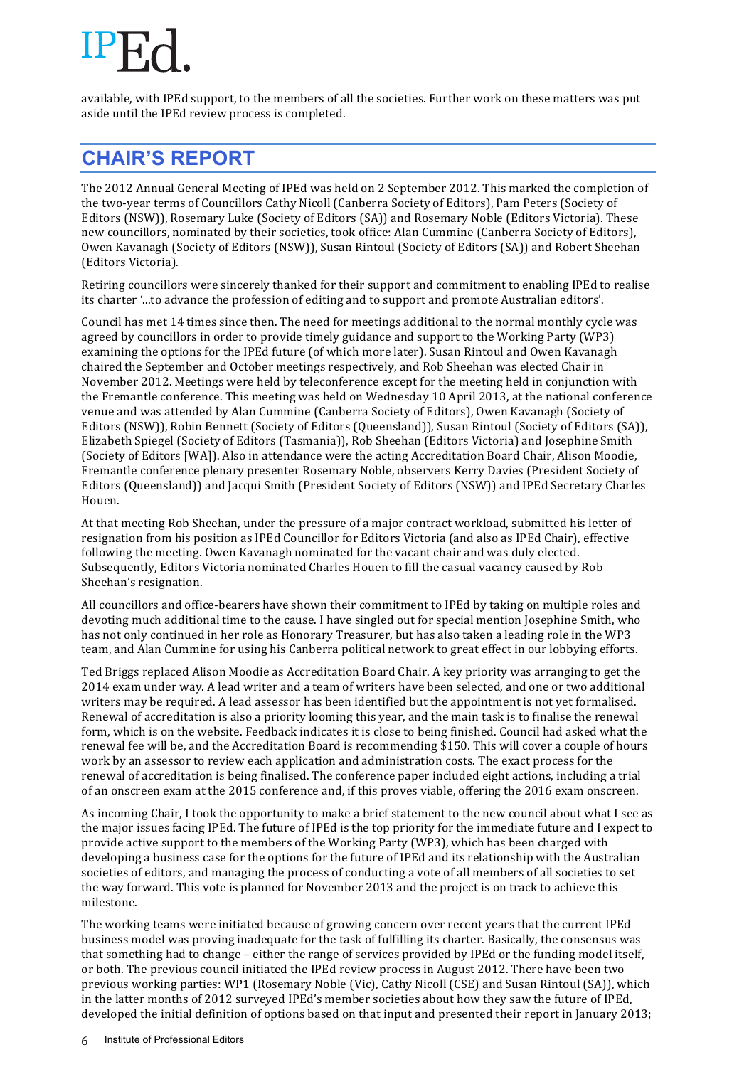available, with IPEd support, to the members of all the societies. Further work on these matters was put aside until the IPEd review process is completed.

## CHAIR'S REPORT

The 2012 Annual General Meeting of IPEd was held on 2 September 2012. This marked the completion of the two-year terms of Councillors Cathy Nicoll (Canberra Society of Editors), Pam Peters (Society of Editors (NSW)), Rosemary Luke (Society of Editors (SA)) and Rosemary Noble (Editors Victoria). These new councillors, nominated by their societies, took office: Alan Cummine (Canberra Society of Editors), Owen Kavanagh (Society of Editors (NSW)), Susan Rintoul (Society of Editors (SA)) and Robert Sheehan (Editors Victoria).

Retiring councillors were sincerely thanked for their support and commitment to enabling IPEd to realise its charter '...to advance the profession of editing and to support and promote Australian editors'.

Council has met 14 times since then. The need for meetings additional to the normal monthly cycle was agreed by councillors in order to provide timely guidance and support to the Working Party (WP3) examining the options for the IPEd future (of which more later). Susan Rintoul and Owen Kavanagh chaired the September and October meetings respectively, and Rob Sheehan was elected Chair in November 2012. Meetings were held by teleconference except for the meeting held in conjunction with the Fremantle conference. This meeting was held on Wednesday 10 April 2013, at the national conference venue and was attended by Alan Cummine (Canberra Society of Editors), Owen Kavanagh (Society of Editors (NSW)), Robin Bennett (Society of Editors (Queensland)), Susan Rintoul (Society of Editors (SA)), Elizabeth Spiegel (Society of Editors (Tasmania)), Rob Sheehan (Editors Victoria) and Josephine Smith (Society of Editors [WA]). Also in attendance were the acting Accreditation Board Chair, Alison Moodie, Fremantle conference plenary presenter Rosemary Noble, observers Kerry Davies (President Society of Editors (Queensland)) and Jacqui Smith (President Society of Editors (NSW)) and IPEd Secretary Charles Houen.

At that meeting Rob Sheehan, under the pressure of a major contract workload, submitted his letter of resignation from his position as IPEd Councillor for Editors Victoria (and also as IPEd Chair), effective following the meeting. Owen Kavanagh nominated for the vacant chair and was duly elected. Subsequently, Editors Victoria nominated Charles Houen to fill the casual vacancy caused by Rob Sheehan's resignation.

All councillors and office-bearers have shown their commitment to IPEd by taking on multiple roles and devoting much additional time to the cause. I have singled out for special mention Josephine Smith, who has not only continued in her role as Honorary Treasurer, but has also taken a leading role in the WP3 team, and Alan Cummine for using his Canberra political network to great effect in our lobbying efforts.

Ted Briggs replaced Alison Moodie as Accreditation Board Chair. A key priority was arranging to get the 2014 exam under way. A lead writer and a team of writers have been selected, and one or two additional writers may be required. A lead assessor has been identified but the appointment is not yet formalised. Renewal of accreditation is also a priority looming this year, and the main task is to finalise the renewal form, which is on the website. Feedback indicates it is close to being finished. Council had asked what the renewal fee will be, and the Accreditation Board is recommending $150. This will cover a couple of hours work by an assessor to review each application and administration costs. The exact process for the renewal of accreditation is being finalised. The conference paper included eight actions, including a trial of an onscreen exam at the 2015 conference and, if this proves viable, offering the 2016 exam onscreen.

As incoming Chair, I took the opportunity to make a brief statement to the new council about what I see as the major issues facing IPEd. The future of IPEd is the top priority for the immediate future and I expect to provide active support to the members of the Working Party (WP3), which has been charged with developing a business case for the options for the future of IPEd and its relationship with the Australian societies of editors, and managing the process of conducting a vote of all members of all societies to set the way forward. This vote is planned for November 2013 and the project is on track to achieve this milestone.

The working teams were initiated because of growing concern over recent years that the current IPEd business model was proving inadequate for the task of fulfilling its charter. Basically, the consensus was that something had to change – either the range of services provided by IPEd or the funding model itself, or both. The previous council initiated the IPEd review process in August 2012. There have been two previous working parties: WP1 (Rosemary Noble (Vic), Cathy Nicoll (CSE) and Susan Rintoul (SA)), which in the latter months of 2012 surveyed IPEd's member societies about how they saw the future of IPEd, developed the initial definition of options based on that input and presented their report in January 2013;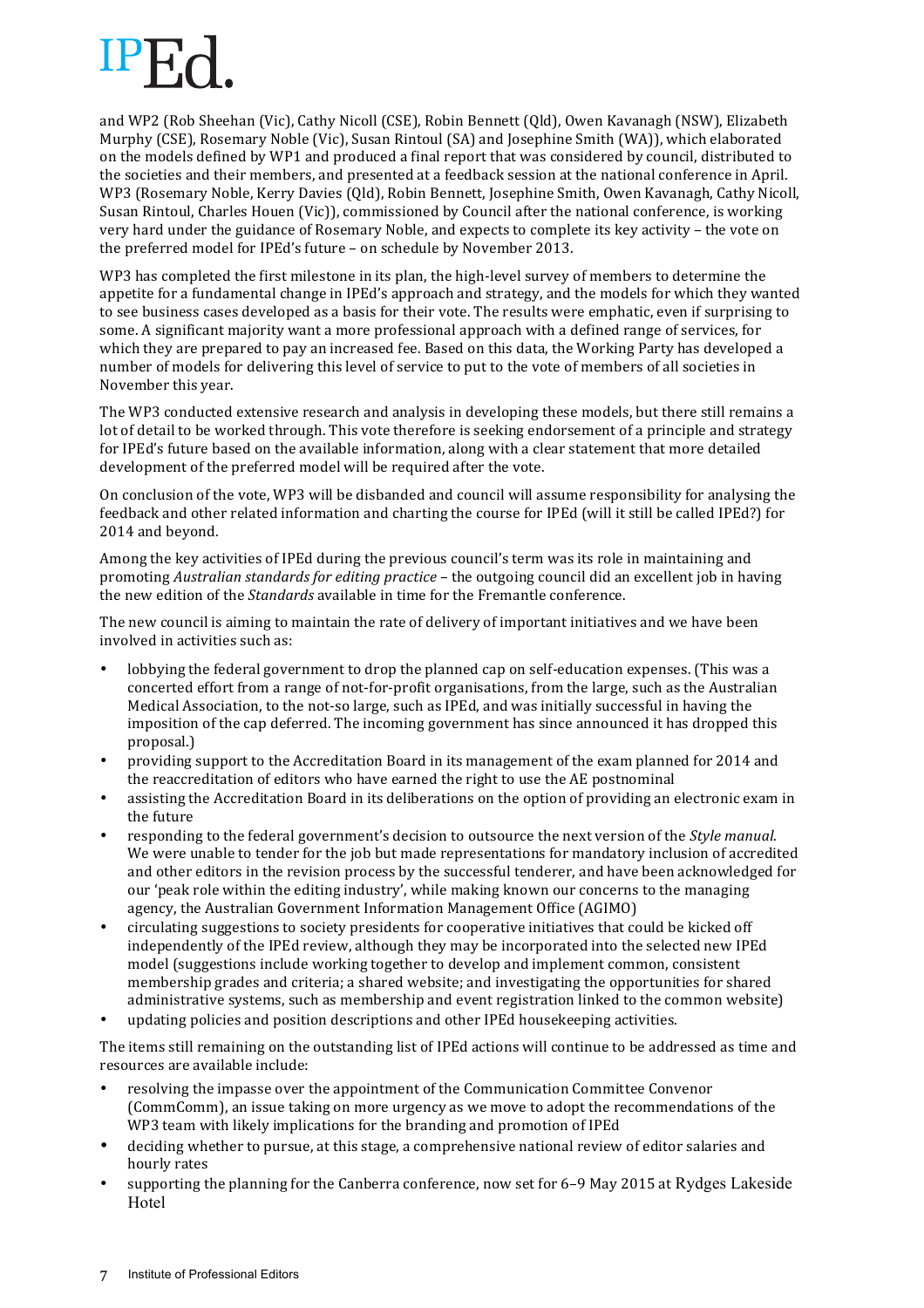and WP2 (Rob Sheehan (Vic), Cathy Nicoll (CSE), Robin Bennett (Qld), Owen Kavanagh (NSW), Elizabeth Murphy (CSE), Rosemary Noble (Vic), Susan Rintoul (SA) and Josephine Smith (WA)), which elaborated on the models defined by WP1 and produced a final report that was considered by council, distributed to the societies and their members, and presented at a feedback session at the national conference in April. WP3 (Rosemary Noble, Kerry Davies (Qld), Robin Bennett, Josephine Smith, Owen Kavanagh, Cathy Nicoll, Susan Rintoul, Charles Houen (Vic)), commissioned by Council after the national conference, is working very hard under the guidance of Rosemary Noble, and expects to complete its key activity – the vote on the preferred model for IPEd's future – on schedule by November 2013.

WP3 has completed the first milestone in its plan, the high-level survey of members to determine the appetite for a fundamental change in IPEd's approach and strategy, and the models for which they wanted to see business cases developed as a basis for their vote. The results were emphatic, even if surprising to some. A significant majority want a more professional approach with a defined range of services, for which they are prepared to pay an increased fee. Based on this data, the Working Party has developed a number of models for delivering this level of service to put to the vote of members of all societies in November this year.

The WP3 conducted extensive research and analysis in developing these models, but there still remains a lot of detail to be worked through. This vote therefore is seeking endorsement of a principle and strategy for IPEd's future based on the available information, along with a clear statement that more detailed development of the preferred model will be required after the vote.

On conclusion of the vote, WP3 will be disbanded and council will assume responsibility for analysing the feedback and other related information and charting the course for IPEd (will it still be called IPEd?) for 2014 and beyond.

Among the key activities of IPEd during the previous council's term was its role in maintaining and promoting *Australian standards for editing practice* – the outgoing council did an excellent job in having the new edition of the *Standards* available in time for the Fremantle conference.

The new council is aiming to maintain the rate of delivery of important initiatives and we have been involved in activities such as:

- lobbying the federal government to drop the planned cap on self-education expenses. (This was a concerted effort from a range of not-for-profit organisations, from the large, such as the Australian Medical Association, to the not-so large, such as IPEd, and was initially successful in having the imposition of the cap deferred. The incoming government has since announced it has dropped this proposal.)
- providing support to the Accreditation Board in its management of the exam planned for 2014 and the reaccreditation of editors who have earned the right to use the AE postnominal
- assisting the Accreditation Board in its deliberations on the option of providing an electronic exam in the future
- responding to the federal government's decision to outsource the next version of the *Style manual*. We were unable to tender for the job but made representations for mandatory inclusion of accredited and other editors in the revision process by the successful tenderer, and have been acknowledged for our 'peak role within the editing industry', while making known our concerns to the managing agency, the Australian Government Information Management Office (AGIMO)
- circulating suggestions to society presidents for cooperative initiatives that could be kicked off independently of the IPEd review, although they may be incorporated into the selected new IPEd model (suggestions include working together to develop and implement common, consistent membership grades and criteria; a shared website; and investigating the opportunities for shared administrative systems, such as membership and event registration linked to the common website)
- updating policies and position descriptions and other IPEd housekeeping activities.

The items still remaining on the outstanding list of IPEd actions will continue to be addressed as time and resources are available include:

- resolving the impasse over the appointment of the Communication Committee Convenor (CommComm), an issue taking on more urgency as we move to adopt the recommendations of the WP3 team with likely implications for the branding and promotion of IPEd
- deciding whether to pursue, at this stage, a comprehensive national review of editor salaries and hourly rates
- supporting the planning for the Canberra conference, now set for 6–9 May 2015 at Rydges Lakeside Hotel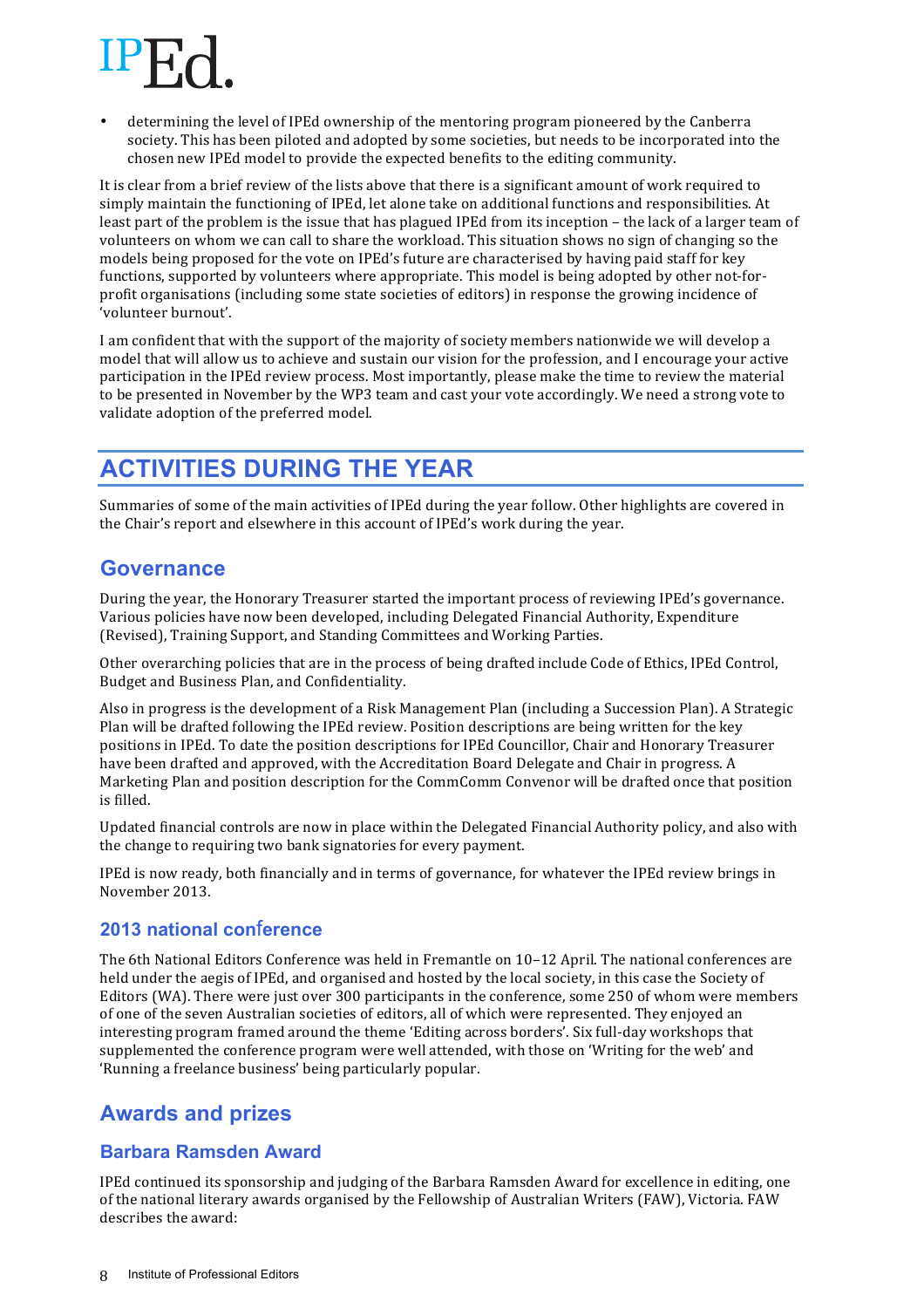- determining the level of IPEd ownership of the mentoring program pioneered by the Canberra society. This has been piloted and adopted by some societies, but needs to be incorporated into the chosen new IPEd model to provide the expected benefits to the editing community.

It is clear from a brief review of the lists above that there is a significant amount of work required to simply maintain the functioning of IPEd, let alone take on additional functions and responsibilities. At least part of the problem is the issue that has plagued IPEd from its inception – the lack of a larger team of volunteers on whom we can call to share the workload. This situation shows no sign of changing so the models being proposed for the vote on IPEd's future are characterised by having paid staff for key functions, supported by volunteers where appropriate. This model is being adopted by other not-for-profit organisations (including some state societies of editors) in response the growing incidence of 'volunteer burnout'.

I am confident that with the support of the majority of society members nationwide we will develop a model that will allow us to achieve and sustain our vision for the profession, and I encourage your active participation in the IPEd review process. Most importantly, please make the time to review the material to be presented in November by the WP3 team and cast your vote accordingly. We need a strong vote to validate adoption of the preferred model.

# ACTIVITIES DURING THE YEAR

Summaries of some of the main activities of IPEd during the year follow. Other highlights are covered in the Chair's report and elsewhere in this account of IPEd's work during the year.

## Governance

During the year, the Honorary Treasurer started the important process of reviewing IPEd's governance. Various policies have now been developed, including Delegated Financial Authority, Expenditure (Revised), Training Support, and Standing Committees and Working Parties.

Other overarching policies that are in the process of being drafted include Code of Ethics, IPEd Control, Budget and Business Plan, and Confidentiality.

Also in progress is the development of a Risk Management Plan (including a Succession Plan). A Strategic Plan will be drafted following the IPEd review. Position descriptions are being written for the key positions in IPEd. To date the position descriptions for IPEd Councillor, Chair and Honorary Treasurer have been drafted and approved, with the Accreditation Board Delegate and Chair in progress. A Marketing Plan and position description for the CommComm Convenor will be drafted once that position is filled.

Updated financial controls are now in place within the Delegated Financial Authority policy, and also with the change to requiring two bank signatories for every payment.

IPEd is now ready, both financially and in terms of governance, for whatever the IPEd review brings in November 2013.

### 2013 national conference

The 6th National Editors Conference was held in Fremantle on 10–12 April. The national conferences are held under the aegis of IPEd, and organised and hosted by the local society, in this case the Society of Editors (WA). There were just over 300 participants in the conference, some 250 of whom were members of one of the seven Australian societies of editors, all of which were represented. They enjoyed an interesting program framed around the theme 'Editing across borders'. Six full-day workshops that supplemented the conference program were well attended, with those on 'Writing for the web' and 'Running a freelance business' being particularly popular.

## Awards and prizes

### Barbara Ramsden Award

IPEd continued its sponsorship and judging of the Barbara Ramsden Award for excellence in editing, one of the national literary awards organised by the Fellowship of Australian Writers (FAW), Victoria. FAW describes the award: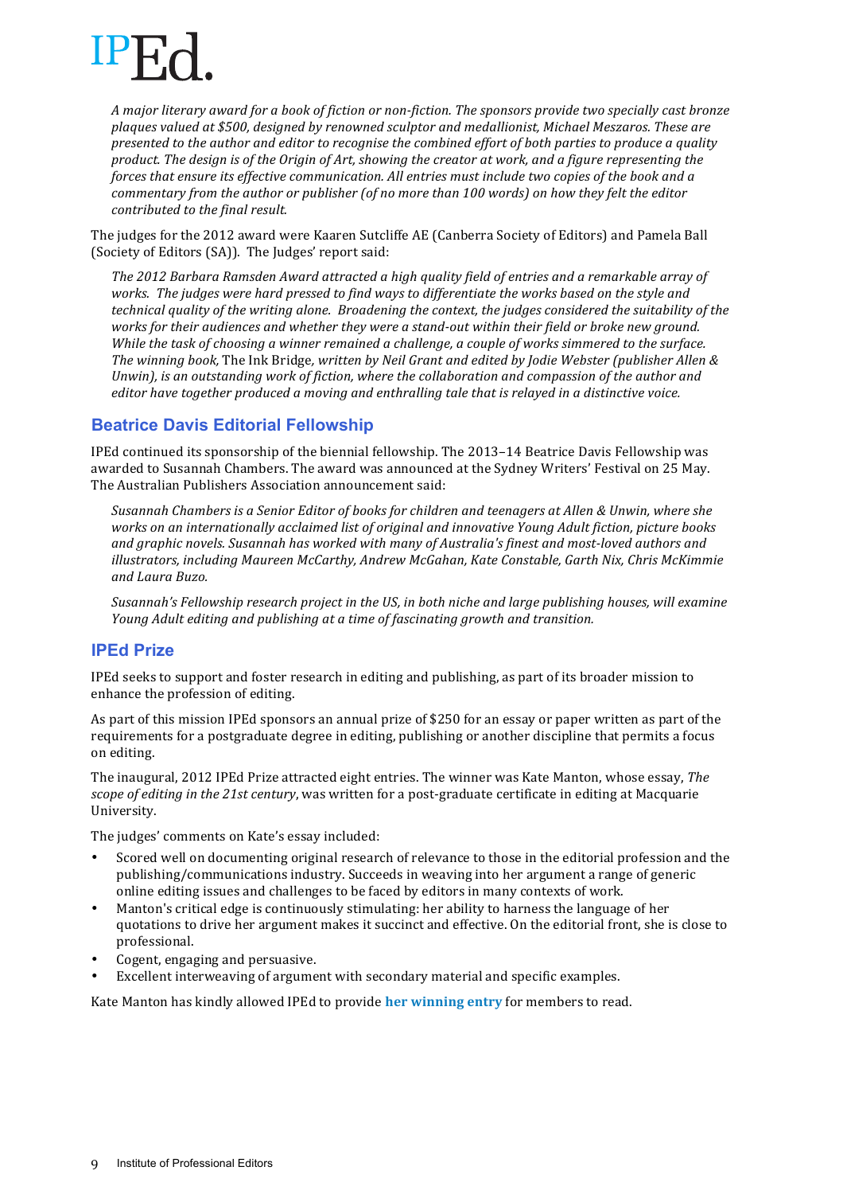*A major literary award for a book of fiction or non-fiction. The sponsors provide two specially cast bronze plaques valued at $500, designed by renowned sculptor and medallionist, Michael Meszaros. These are presented to the author and editor to recognise the combined effort of both parties to produce a quality product. The design is of the Origin of Art, showing the creator at work, and a figure representing the forces that ensure its effective communication. All entries must include two copies of the book and a commentary from the author or publisher (of no more than 100 words) on how they felt the editor contributed to the final result.*

The judges for the 2012 award were Kaaren Sutcliffe AE (Canberra Society of Editors) and Pamela Ball (Society of Editors (SA)). The Judges' report said:

*The 2012 Barbara Ramsden Award attracted a high quality field of entries and a remarkable array of works. The judges were hard pressed to find ways to differentiate the works based on the style and technical quality of the writing alone. Broadening the context, the judges considered the suitability of the works for their audiences and whether they were a stand-out within their field or broke new ground. While the task of choosing a winner remained a challenge, a couple of works simmered to the surface. The winning book,* The Ink Bridge, *written by Neil Grant and edited by Jodie Webster (publisher Allen & Unwin), is an outstanding work of fiction, where the collaboration and compassion of the author and editor have together produced a moving and enthralling tale that is relayed in a distinctive voice.*

## Beatrice Davis Editorial Fellowship

IPEd continued its sponsorship of the biennial fellowship. The 2013–14 Beatrice Davis Fellowship was awarded to Susannah Chambers. The award was announced at the Sydney Writers' Festival on 25 May. The Australian Publishers Association announcement said:

*Susannah Chambers is a Senior Editor of books for children and teenagers at Allen & Unwin, where she works on an internationally acclaimed list of original and innovative Young Adult fiction, picture books and graphic novels. Susannah has worked with many of Australia's finest and most-loved authors and illustrators, including Maureen McCarthy, Andrew McGahan, Kate Constable, Garth Nix, Chris McKimmie and Laura Buzo.*

*Susannah's Fellowship research project in the US, in both niche and large publishing houses, will examine Young Adult editing and publishing at a time of fascinating growth and transition.*

## IPEd Prize

IPEd seeks to support and foster research in editing and publishing, as part of its broader mission to enhance the profession of editing.

As part of this mission IPEd sponsors an annual prize of $250 for an essay or paper written as part of the requirements for a postgraduate degree in editing, publishing or another discipline that permits a focus on editing.

The inaugural, 2012 IPEd Prize attracted eight entries. The winner was Kate Manton, whose essay, *The scope of editing in the 21st century*, was written for a post-graduate certificate in editing at Macquarie University.

The judges' comments on Kate's essay included:

- Scored well on documenting original research of relevance to those in the editorial profession and the publishing/communications industry. Succeeds in weaving into her argument a range of generic online editing issues and challenges to be faced by editors in many contexts of work.
- Manton's critical edge is continuously stimulating: her ability to harness the language of her quotations to drive her argument makes it succinct and effective. On the editorial front, she is close to professional.
- Cogent, engaging and persuasive.
- Excellent interweaving of argument with secondary material and specific examples.

Kate Manton has kindly allowed IPEd to provide **her winning entry** for members to read.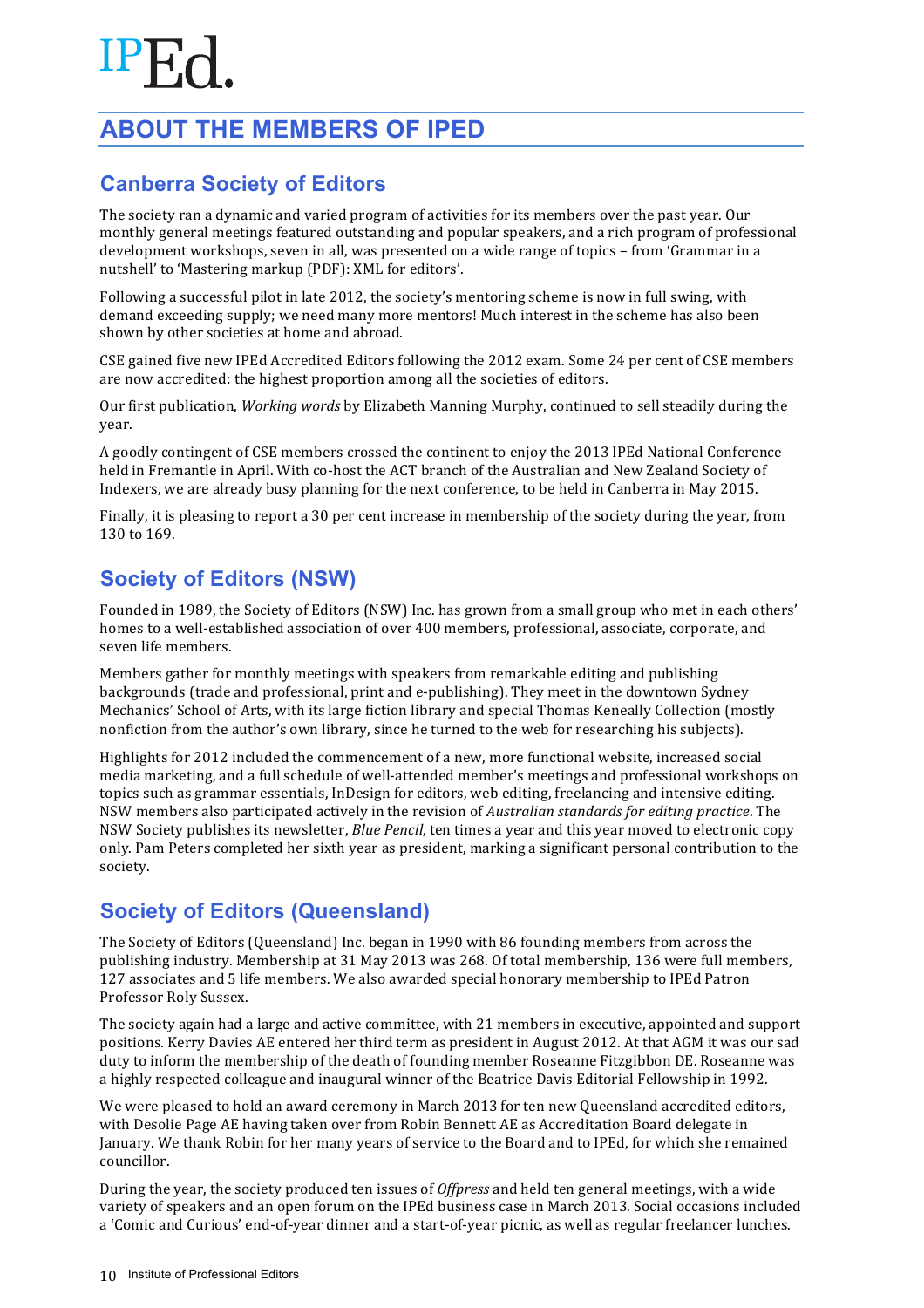# ABOUT THE MEMBERS OF IPED

## Canberra Society of Editors

The society ran a dynamic and varied program of activities for its members over the past year. Our monthly general meetings featured outstanding and popular speakers, and a rich program of professional development workshops, seven in all, was presented on a wide range of topics – from 'Grammar in a nutshell' to 'Mastering markup (PDF): XML for editors'.

Following a successful pilot in late 2012, the society's mentoring scheme is now in full swing, with demand exceeding supply; we need many more mentors! Much interest in the scheme has also been shown by other societies at home and abroad.

CSE gained five new IPEd Accredited Editors following the 2012 exam. Some 24 per cent of CSE members are now accredited: the highest proportion among all the societies of editors.

Our first publication, *Working words* by Elizabeth Manning Murphy, continued to sell steadily during the year.

A goodly contingent of CSE members crossed the continent to enjoy the 2013 IPEd National Conference held in Fremantle in April. With co-host the ACT branch of the Australian and New Zealand Society of Indexers, we are already busy planning for the next conference, to be held in Canberra in May 2015.

Finally, it is pleasing to report a 30 per cent increase in membership of the society during the year, from 130 to 169.

## Society of Editors (NSW)

Founded in 1989, the Society of Editors (NSW) Inc. has grown from a small group who met in each others' homes to a well-established association of over 400 members, professional, associate, corporate, and seven life members.

Members gather for monthly meetings with speakers from remarkable editing and publishing backgrounds (trade and professional, print and e-publishing). They meet in the downtown Sydney Mechanics' School of Arts, with its large fiction library and special Thomas Keneally Collection (mostly nonfiction from the author's own library, since he turned to the web for researching his subjects).

Highlights for 2012 included the commencement of a new, more functional website, increased social media marketing, and a full schedule of well-attended member's meetings and professional workshops on topics such as grammar essentials, InDesign for editors, web editing, freelancing and intensive editing. NSW members also participated actively in the revision of *Australian standards for editing practice*. The NSW Society publishes its newsletter, *Blue Pencil*, ten times a year and this year moved to electronic copy only. Pam Peters completed her sixth year as president, marking a significant personal contribution to the society.

## Society of Editors (Queensland)

The Society of Editors (Queensland) Inc. began in 1990 with 86 founding members from across the publishing industry. Membership at 31 May 2013 was 268. Of total membership, 136 were full members, 127 associates and 5 life members. We also awarded special honorary membership to IPEd Patron Professor Roly Sussex.

The society again had a large and active committee, with 21 members in executive, appointed and support positions. Kerry Davies AE entered her third term as president in August 2012. At that AGM it was our sad duty to inform the membership of the death of founding member Roseanne Fitzgibbon DE. Roseanne was a highly respected colleague and inaugural winner of the Beatrice Davis Editorial Fellowship in 1992.

We were pleased to hold an award ceremony in March 2013 for ten new Queensland accredited editors, with Desolie Page AE having taken over from Robin Bennett AE as Accreditation Board delegate in January. We thank Robin for her many years of service to the Board and to IPEd, for which she remained councillor.

During the year, the society produced ten issues of *Offpress* and held ten general meetings, with a wide variety of speakers and an open forum on the IPEd business case in March 2013. Social occasions included a 'Comic and Curious' end-of-year dinner and a start-of-year picnic, as well as regular freelancer lunches.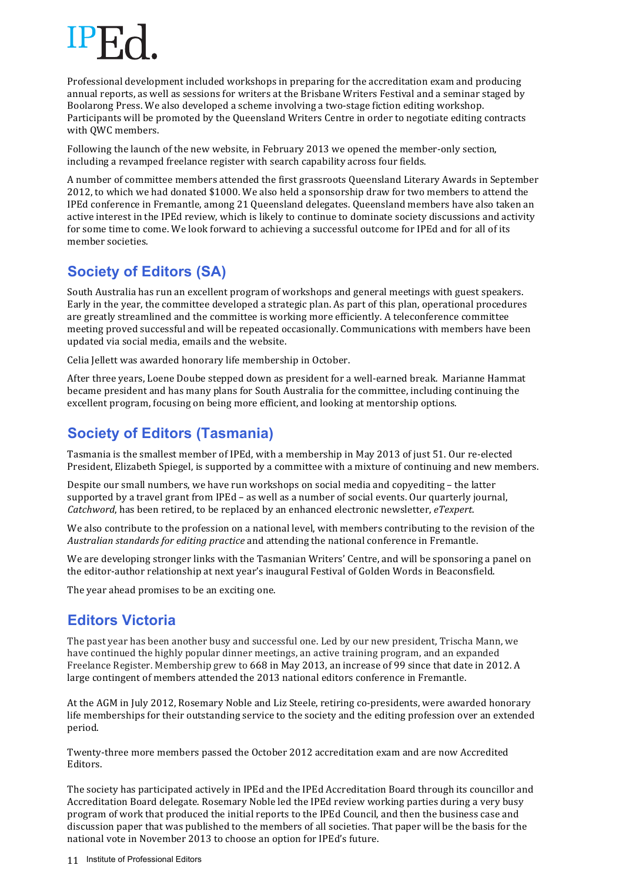Professional development included workshops in preparing for the accreditation exam and producing annual reports, as well as sessions for writers at the Brisbane Writers Festival and a seminar staged by Boolarong Press. We also developed a scheme involving a two-stage fiction editing workshop. Participants will be promoted by the Queensland Writers Centre in order to negotiate editing contracts with QWC members.

Following the launch of the new website, in February 2013 we opened the member-only section, including a revamped freelance register with search capability across four fields.

A number of committee members attended the first grassroots Queensland Literary Awards in September 2012, to which we had donated $1000. We also held a sponsorship draw for two members to attend the IPEd conference in Fremantle, among 21 Queensland delegates. Queensland members have also taken an active interest in the IPEd review, which is likely to continue to dominate society discussions and activity for some time to come. We look forward to achieving a successful outcome for IPEd and for all of its member societies.

## Society of Editors (SA)

South Australia has run an excellent program of workshops and general meetings with guest speakers. Early in the year, the committee developed a strategic plan. As part of this plan, operational procedures are greatly streamlined and the committee is working more efficiently. A teleconference committee meeting proved successful and will be repeated occasionally. Communications with members have been updated via social media, emails and the website.

Celia Jellett was awarded honorary life membership in October.

After three years, Loene Doube stepped down as president for a well-earned break. Marianne Hammat became president and has many plans for South Australia for the committee, including continuing the excellent program, focusing on being more efficient, and looking at mentorship options.

## Society of Editors (Tasmania)

Tasmania is the smallest member of IPEd, with a membership in May 2013 of just 51. Our re-elected President, Elizabeth Spiegel, is supported by a committee with a mixture of continuing and new members.

Despite our small numbers, we have run workshops on social media and copyediting – the latter supported by a travel grant from IPEd – as well as a number of social events. Our quarterly journal, *Catchword*, has been retired, to be replaced by an enhanced electronic newsletter, *eTexpert*.

We also contribute to the profession on a national level, with members contributing to the revision of the *Australian standards for editing practice* and attending the national conference in Fremantle.

We are developing stronger links with the Tasmanian Writers' Centre, and will be sponsoring a panel on the editor-author relationship at next year's inaugural Festival of Golden Words in Beaconsfield.

The year ahead promises to be an exciting one.

## Editors Victoria

The past year has been another busy and successful one. Led by our new president, Trischa Mann, we have continued the highly popular dinner meetings, an active training program, and an expanded Freelance Register. Membership grew to 668 in May 2013, an increase of 99 since that date in 2012. A large contingent of members attended the 2013 national editors conference in Fremantle.

At the AGM in July 2012, Rosemary Noble and Liz Steele, retiring co-presidents, were awarded honorary life memberships for their outstanding service to the society and the editing profession over an extended period.

Twenty-three more members passed the October 2012 accreditation exam and are now Accredited Editors.

The society has participated actively in IPEd and the IPEd Accreditation Board through its councillor and Accreditation Board delegate. Rosemary Noble led the IPEd review working parties during a very busy program of work that produced the initial reports to the IPEd Council, and then the business case and discussion paper that was published to the members of all societies. That paper will be the basis for the national vote in November 2013 to choose an option for IPEd's future.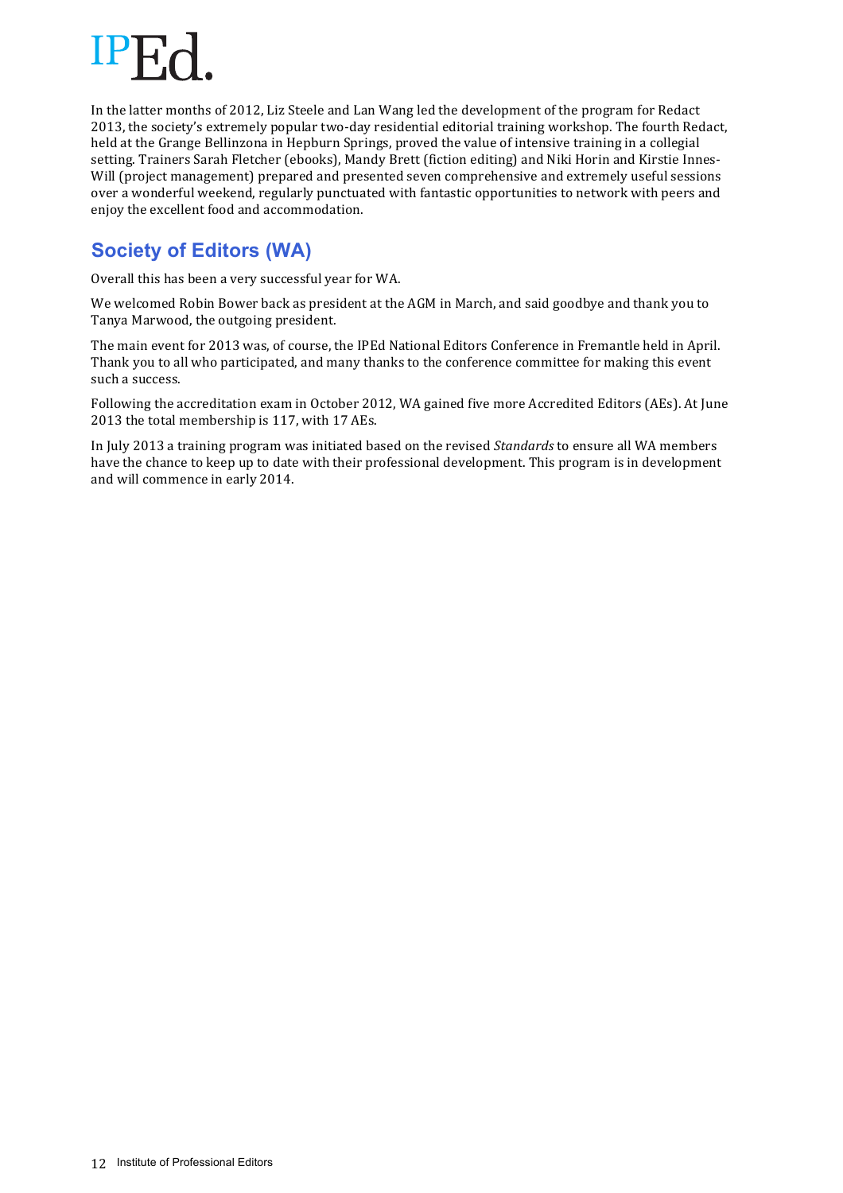In the latter months of 2012, Liz Steele and Lan Wang led the development of the program for Redact 2013, the society's extremely popular two-day residential editorial training workshop. The fourth Redact, held at the Grange Bellinzona in Hepburn Springs, proved the value of intensive training in a collegial setting. Trainers Sarah Fletcher (ebooks), Mandy Brett (fiction editing) and Niki Horin and Kirstie Innes-Will (project management) prepared and presented seven comprehensive and extremely useful sessions over a wonderful weekend, regularly punctuated with fantastic opportunities to network with peers and enjoy the excellent food and accommodation.

## Society of Editors (WA)

Overall this has been a very successful year for WA.

We welcomed Robin Bower back as president at the AGM in March, and said goodbye and thank you to Tanya Marwood, the outgoing president.

The main event for 2013 was, of course, the IPEd National Editors Conference in Fremantle held in April. Thank you to all who participated, and many thanks to the conference committee for making this event such a success.

Following the accreditation exam in October 2012, WA gained five more Accredited Editors (AEs). At June 2013 the total membership is 117, with 17 AEs.

In July 2013 a training program was initiated based on the revised *Standards* to ensure all WA members have the chance to keep up to date with their professional development. This program is in development and will commence in early 2014.